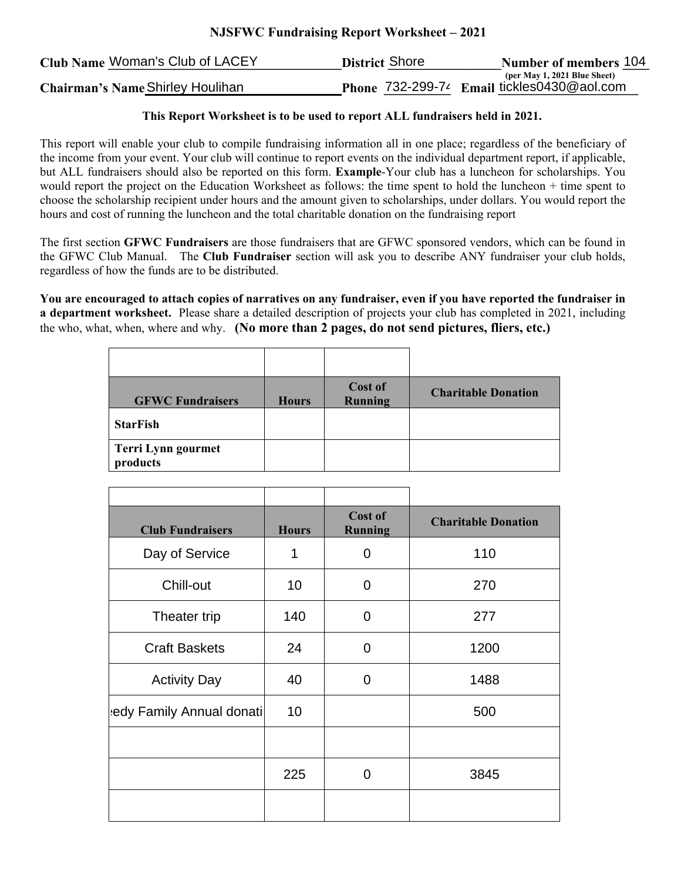# NJSFWC Fundraising Report Worksheet – 2021

**Club Name** Woman's Club of LACEY **District** Shore **Number of members** 104
**(per May 1, 2021 Blue Sheet)**

**Chairman's Name** Shirley Houlihan **Phone** 732-299-74 **Email** tickles0430@aol.com

**This Report Worksheet is to be used to report ALL fundraisers held in 2021.**

This report will enable your club to compile fundraising information all in one place; regardless of the beneficiary of the income from your event. Your club will continue to report events on the individual department report, if applicable, but ALL fundraisers should also be reported on this form. **Example**-Your club has a luncheon for scholarships. You would report the project on the Education Worksheet as follows: the time spent to hold the luncheon + time spent to choose the scholarship recipient under hours and the amount given to scholarships, under dollars. You would report the hours and cost of running the luncheon and the total charitable donation on the fundraising report

The first section **GFWC Fundraisers** are those fundraisers that are GFWC sponsored vendors, which can be found in the GFWC Club Manual. The **Club Fundraiser** section will ask you to describe ANY fundraiser your club holds, regardless of how the funds are to be distributed.

**You are encouraged to attach copies of narratives on any fundraiser, even if you have reported the fundraiser in a department worksheet.** Please share a detailed description of projects your club has completed in 2021, including the who, what, when, where and why. **(No more than 2 pages, do not send pictures, fliers, etc.)**

| GFWC Fundraisers | Hours | Cost of Running | Charitable Donation |
|---|---|---|---|
| **StarFish** | | | |
| **Terri Lynn gourmet products** | | | |

| Club Fundraisers | Hours | Cost of Running | Charitable Donation |
|---|---|---|---|
| Day of Service | 1 | 0 | 110 |
| Chill-out | 10 | 0 | 270 |
| Theater trip | 140 | 0 | 277 |
| Craft Baskets | 24 | 0 | 1200 |
| Activity Day | 40 | 0 | 1488 |
| edy Family Annual donati | 10 | | 500 |
| | | | |
| | 225 | 0 | 3845 |
| | | | |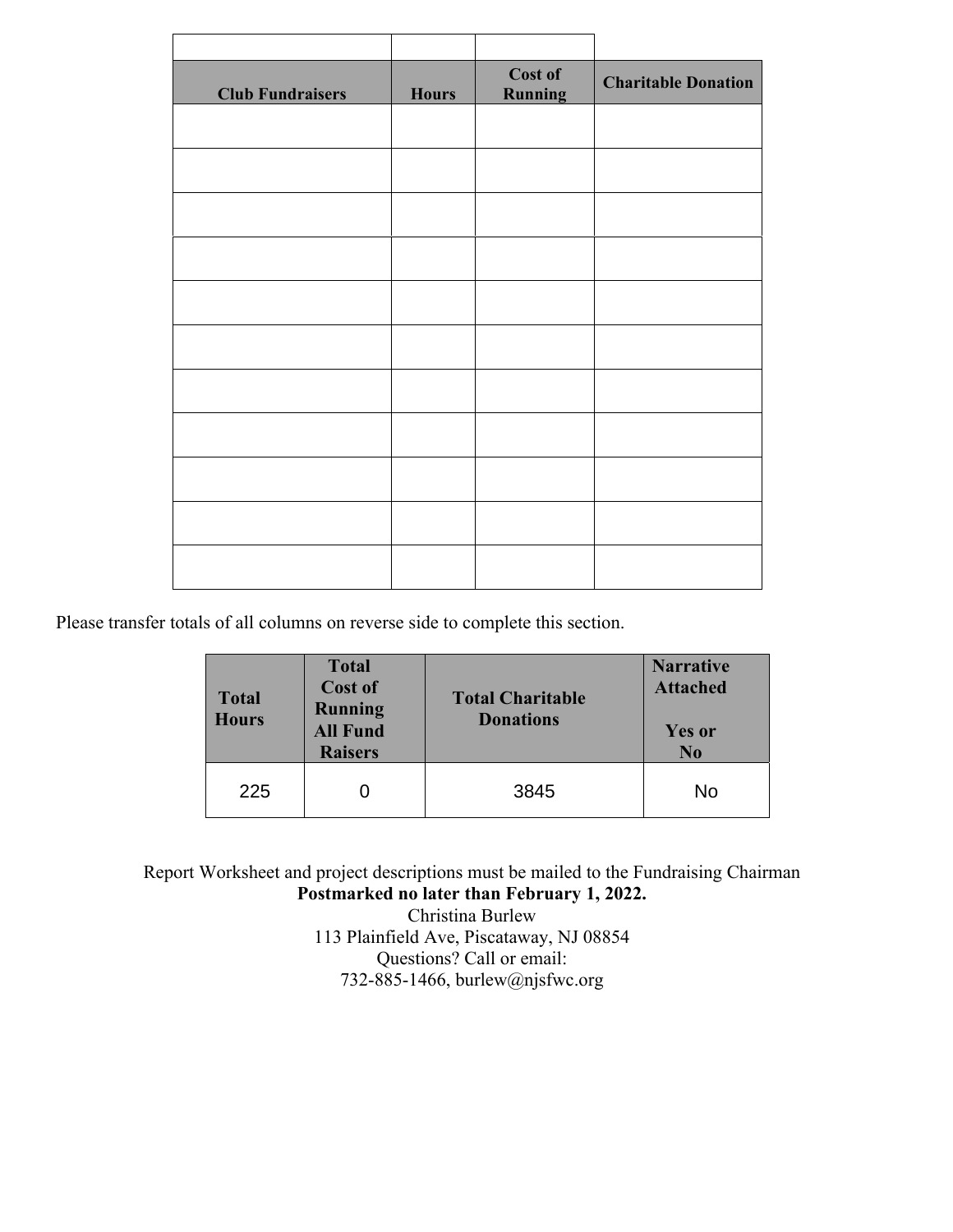| Club Fundraisers | Hours | Cost of Running | Charitable Donation |
|---|---|---|---|
| | | | |
| | | | |
| | | | |
| | | | |
| | | | |
| | | | |
| | | | |
| | | | |
| | | | |
| | | | |
| | | | |

Please transfer totals of all columns on reverse side to complete this section.

| Total Hours | Total Cost of Running All Fund Raisers | Total Charitable Donations | Narrative Attached Yes or No |
|---|---|---|---|
| 225 | 0 | 3845 | No |

Report Worksheet and project descriptions must be mailed to the Fundraising Chairman
**Postmarked no later than February 1, 2022.**
Christina Burlew
113 Plainfield Ave, Piscataway, NJ 08854
Questions? Call or email:
732-885-1466, burlew@njsfwc.org